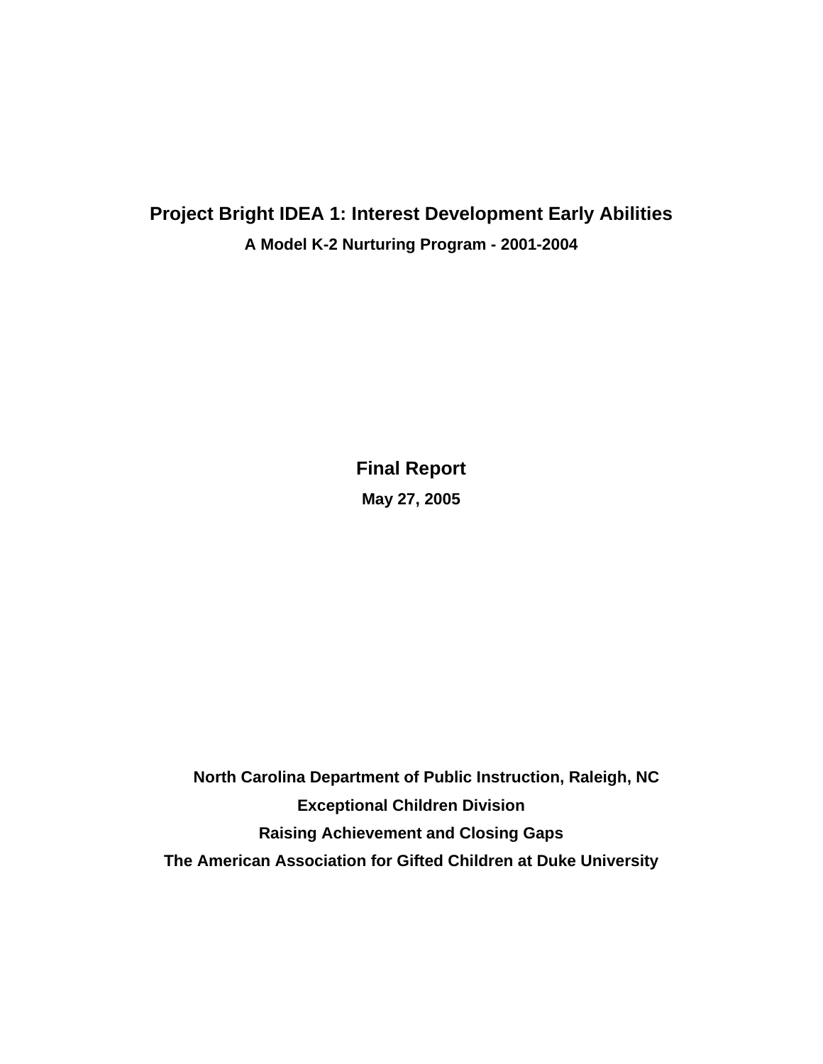# Project Bright IDEA 1: Interest Development Early Abilities

**A Model K-2 Nurturing Program - 2001-2004**

## Final Report

**May 27, 2005**

**North Carolina Department of Public Instruction, Raleigh, NC**

**Exceptional Children Division**

**Raising Achievement and Closing Gaps**

**The American Association for Gifted Children at Duke University**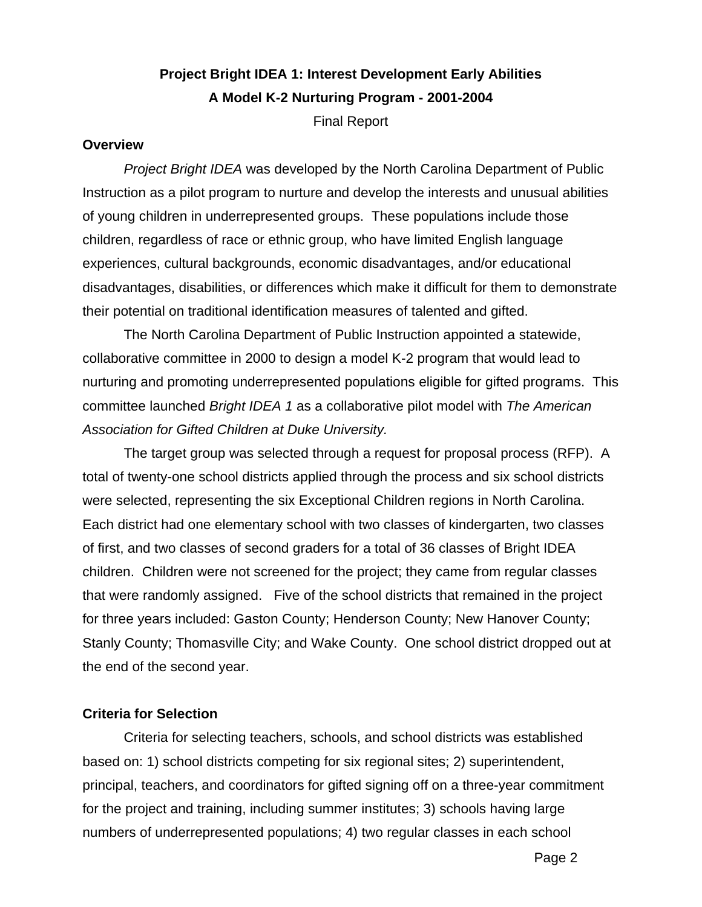# Project Bright IDEA 1: Interest Development Early Abilities

## A Model K-2 Nurturing Program - 2001-2004

Final Report

### Overview

*Project Bright IDEA* was developed by the North Carolina Department of Public Instruction as a pilot program to nurture and develop the interests and unusual abilities of young children in underrepresented groups. These populations include those children, regardless of race or ethnic group, who have limited English language experiences, cultural backgrounds, economic disadvantages, and/or educational disadvantages, disabilities, or differences which make it difficult for them to demonstrate their potential on traditional identification measures of talented and gifted.

The North Carolina Department of Public Instruction appointed a statewide, collaborative committee in 2000 to design a model K-2 program that would lead to nurturing and promoting underrepresented populations eligible for gifted programs. This committee launched *Bright IDEA 1* as a collaborative pilot model with *The American Association for Gifted Children at Duke University.*

The target group was selected through a request for proposal process (RFP). A total of twenty-one school districts applied through the process and six school districts were selected, representing the six Exceptional Children regions in North Carolina. Each district had one elementary school with two classes of kindergarten, two classes of first, and two classes of second graders for a total of 36 classes of Bright IDEA children. Children were not screened for the project; they came from regular classes that were randomly assigned. Five of the school districts that remained in the project for three years included: Gaston County; Henderson County; New Hanover County; Stanly County; Thomasville City; and Wake County. One school district dropped out at the end of the second year.

### Criteria for Selection

Criteria for selecting teachers, schools, and school districts was established based on: 1) school districts competing for six regional sites; 2) superintendent, principal, teachers, and coordinators for gifted signing off on a three-year commitment for the project and training, including summer institutes; 3) schools having large numbers of underrepresented populations; 4) two regular classes in each school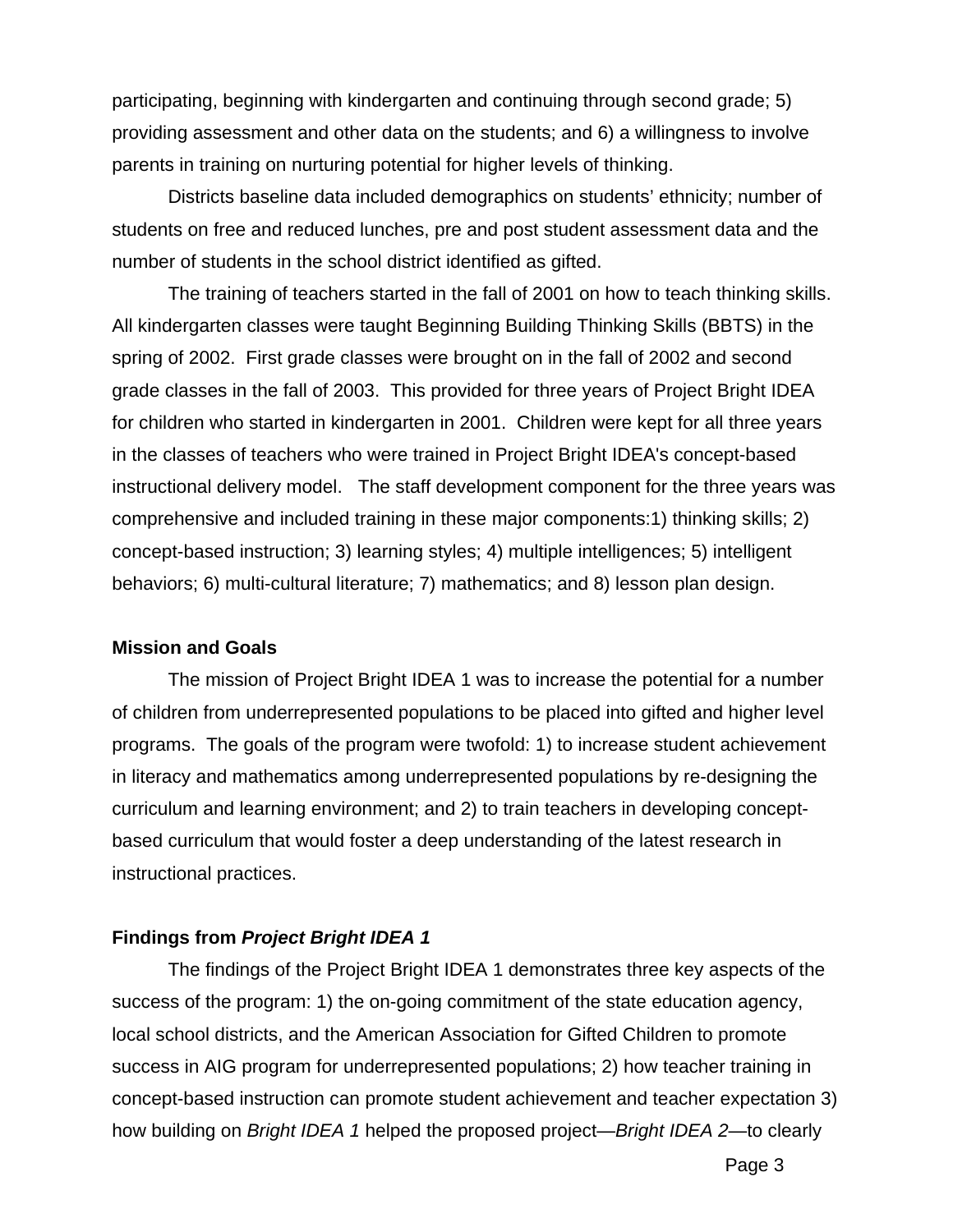participating, beginning with kindergarten and continuing through second grade; 5) providing assessment and other data on the students; and 6) a willingness to involve parents in training on nurturing potential for higher levels of thinking.

Districts baseline data included demographics on students' ethnicity; number of students on free and reduced lunches, pre and post student assessment data and the number of students in the school district identified as gifted.

The training of teachers started in the fall of 2001 on how to teach thinking skills. All kindergarten classes were taught Beginning Building Thinking Skills (BBTS) in the spring of 2002. First grade classes were brought on in the fall of 2002 and second grade classes in the fall of 2003. This provided for three years of Project Bright IDEA for children who started in kindergarten in 2001. Children were kept for all three years in the classes of teachers who were trained in Project Bright IDEA's concept-based instructional delivery model. The staff development component for the three years was comprehensive and included training in these major components:1) thinking skills; 2) concept-based instruction; 3) learning styles; 4) multiple intelligences; 5) intelligent behaviors; 6) multi-cultural literature; 7) mathematics; and 8) lesson plan design.

**Mission and Goals**

The mission of Project Bright IDEA 1 was to increase the potential for a number of children from underrepresented populations to be placed into gifted and higher level programs. The goals of the program were twofold: 1) to increase student achievement in literacy and mathematics among underrepresented populations by re-designing the curriculum and learning environment; and 2) to train teachers in developing concept-based curriculum that would foster a deep understanding of the latest research in instructional practices.

**Findings from *Project Bright IDEA 1***

The findings of the Project Bright IDEA 1 demonstrates three key aspects of the success of the program: 1) the on-going commitment of the state education agency, local school districts, and the American Association for Gifted Children to promote success in AIG program for underrepresented populations; 2) how teacher training in concept-based instruction can promote student achievement and teacher expectation 3) how building on *Bright IDEA 1* helped the proposed project—*Bright IDEA 2*—to clearly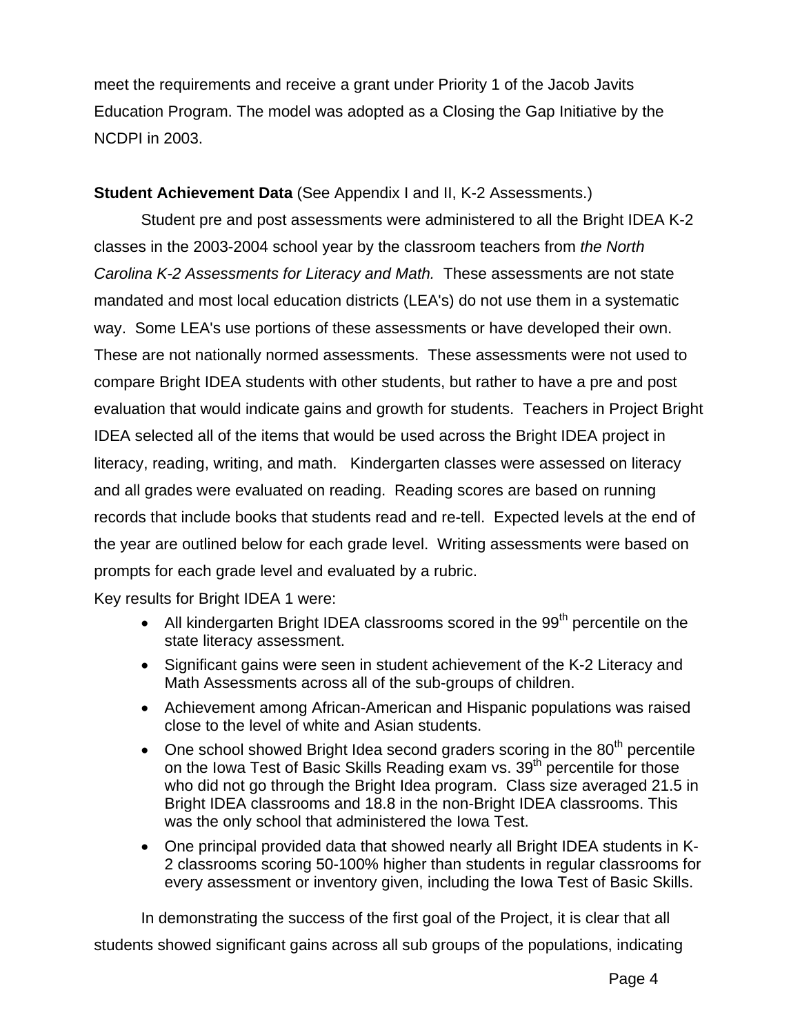meet the requirements and receive a grant under Priority 1 of the Jacob Javits Education Program. The model was adopted as a Closing the Gap Initiative by the NCDPI in 2003.

**Student Achievement Data** (See Appendix I and II, K-2 Assessments.)

Student pre and post assessments were administered to all the Bright IDEA K-2 classes in the 2003-2004 school year by the classroom teachers from *the North Carolina K-2 Assessments for Literacy and Math.* These assessments are not state mandated and most local education districts (LEA's) do not use them in a systematic way. Some LEA's use portions of these assessments or have developed their own. These are not nationally normed assessments. These assessments were not used to compare Bright IDEA students with other students, but rather to have a pre and post evaluation that would indicate gains and growth for students. Teachers in Project Bright IDEA selected all of the items that would be used across the Bright IDEA project in literacy, reading, writing, and math. Kindergarten classes were assessed on literacy and all grades were evaluated on reading. Reading scores are based on running records that include books that students read and re-tell. Expected levels at the end of the year are outlined below for each grade level. Writing assessments were based on prompts for each grade level and evaluated by a rubric.

Key results for Bright IDEA 1 were:

- All kindergarten Bright IDEA classrooms scored in the 99th percentile on the state literacy assessment.
- Significant gains were seen in student achievement of the K-2 Literacy and Math Assessments across all of the sub-groups of children.
- Achievement among African-American and Hispanic populations was raised close to the level of white and Asian students.
- One school showed Bright Idea second graders scoring in the 80th percentile on the Iowa Test of Basic Skills Reading exam vs. 39th percentile for those who did not go through the Bright Idea program. Class size averaged 21.5 in Bright IDEA classrooms and 18.8 in the non-Bright IDEA classrooms. This was the only school that administered the Iowa Test.
- One principal provided data that showed nearly all Bright IDEA students in K-2 classrooms scoring 50-100% higher than students in regular classrooms for every assessment or inventory given, including the Iowa Test of Basic Skills.

In demonstrating the success of the first goal of the Project, it is clear that all students showed significant gains across all sub groups of the populations, indicating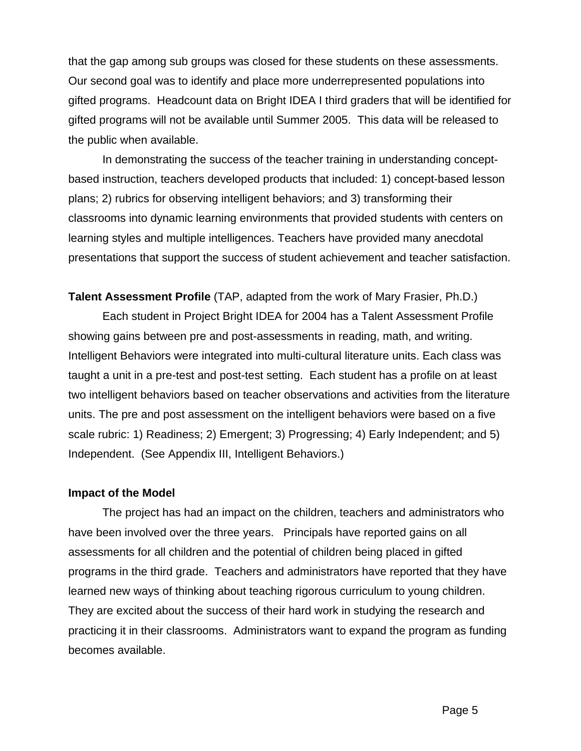that the gap among sub groups was closed for these students on these assessments. Our second goal was to identify and place more underrepresented populations into gifted programs. Headcount data on Bright IDEA I third graders that will be identified for gifted programs will not be available until Summer 2005. This data will be released to the public when available.

In demonstrating the success of the teacher training in understanding concept-based instruction, teachers developed products that included: 1) concept-based lesson plans; 2) rubrics for observing intelligent behaviors; and 3) transforming their classrooms into dynamic learning environments that provided students with centers on learning styles and multiple intelligences. Teachers have provided many anecdotal presentations that support the success of student achievement and teacher satisfaction.

**Talent Assessment Profile** (TAP, adapted from the work of Mary Frasier, Ph.D.)

Each student in Project Bright IDEA for 2004 has a Talent Assessment Profile showing gains between pre and post-assessments in reading, math, and writing. Intelligent Behaviors were integrated into multi-cultural literature units. Each class was taught a unit in a pre-test and post-test setting. Each student has a profile on at least two intelligent behaviors based on teacher observations and activities from the literature units. The pre and post assessment on the intelligent behaviors were based on a five scale rubric: 1) Readiness; 2) Emergent; 3) Progressing; 4) Early Independent; and 5) Independent. (See Appendix III, Intelligent Behaviors.)

**Impact of the Model**

The project has had an impact on the children, teachers and administrators who have been involved over the three years. Principals have reported gains on all assessments for all children and the potential of children being placed in gifted programs in the third grade. Teachers and administrators have reported that they have learned new ways of thinking about teaching rigorous curriculum to young children. They are excited about the success of their hard work in studying the research and practicing it in their classrooms. Administrators want to expand the program as funding becomes available.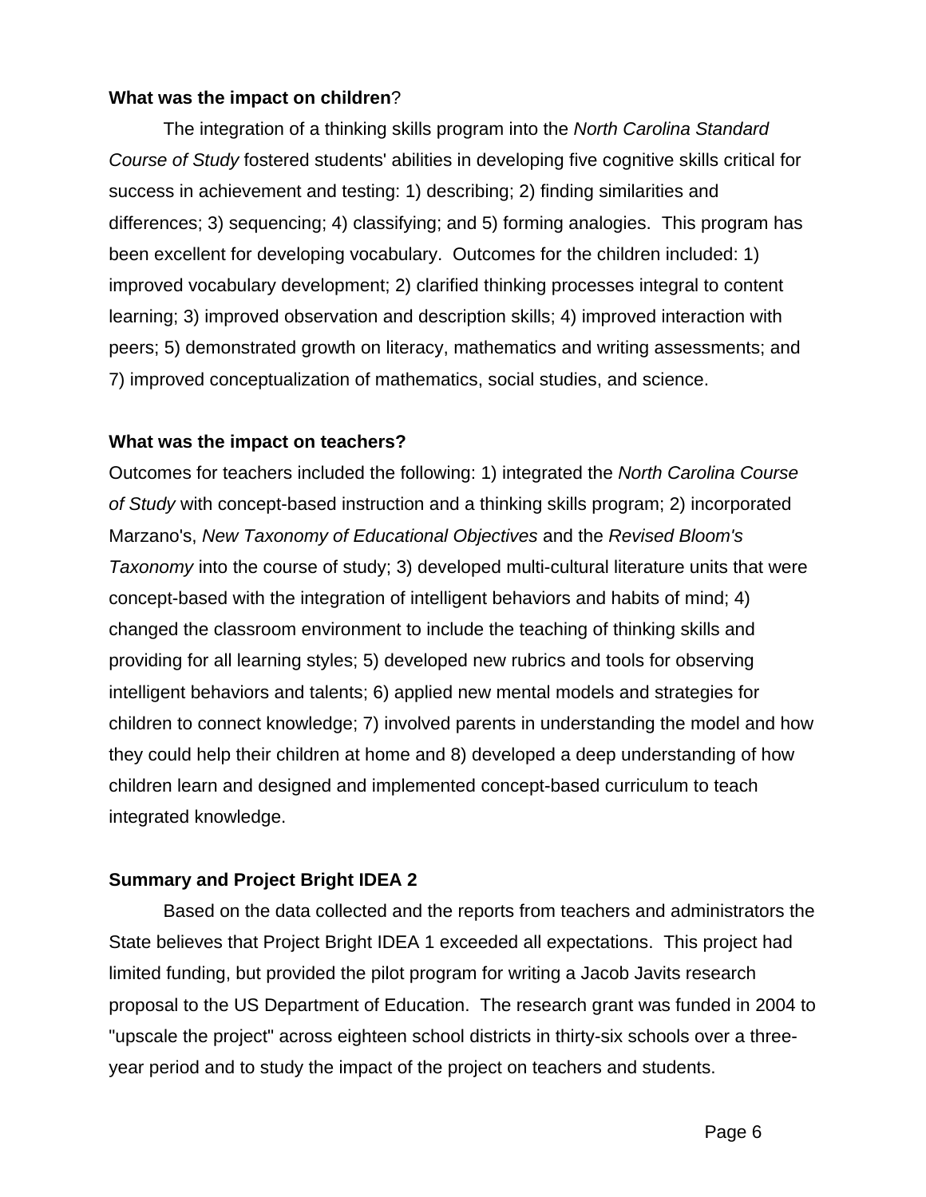**What was the impact on children**?

The integration of a thinking skills program into the *North Carolina Standard Course of Study* fostered students' abilities in developing five cognitive skills critical for success in achievement and testing: 1) describing; 2) finding similarities and differences; 3) sequencing; 4) classifying; and 5) forming analogies. This program has been excellent for developing vocabulary. Outcomes for the children included: 1) improved vocabulary development; 2) clarified thinking processes integral to content learning; 3) improved observation and description skills; 4) improved interaction with peers; 5) demonstrated growth on literacy, mathematics and writing assessments; and 7) improved conceptualization of mathematics, social studies, and science.

**What was the impact on teachers?**

Outcomes for teachers included the following: 1) integrated the *North Carolina Course of Study* with concept-based instruction and a thinking skills program; 2) incorporated Marzano's, *New Taxonomy of Educational Objectives* and the *Revised Bloom's Taxonomy* into the course of study; 3) developed multi-cultural literature units that were concept-based with the integration of intelligent behaviors and habits of mind; 4) changed the classroom environment to include the teaching of thinking skills and providing for all learning styles; 5) developed new rubrics and tools for observing intelligent behaviors and talents; 6) applied new mental models and strategies for children to connect knowledge; 7) involved parents in understanding the model and how they could help their children at home and 8) developed a deep understanding of how children learn and designed and implemented concept-based curriculum to teach integrated knowledge.

**Summary and Project Bright IDEA 2**

Based on the data collected and the reports from teachers and administrators the State believes that Project Bright IDEA 1 exceeded all expectations. This project had limited funding, but provided the pilot program for writing a Jacob Javits research proposal to the US Department of Education. The research grant was funded in 2004 to "upscale the project" across eighteen school districts in thirty-six schools over a three-year period and to study the impact of the project on teachers and students.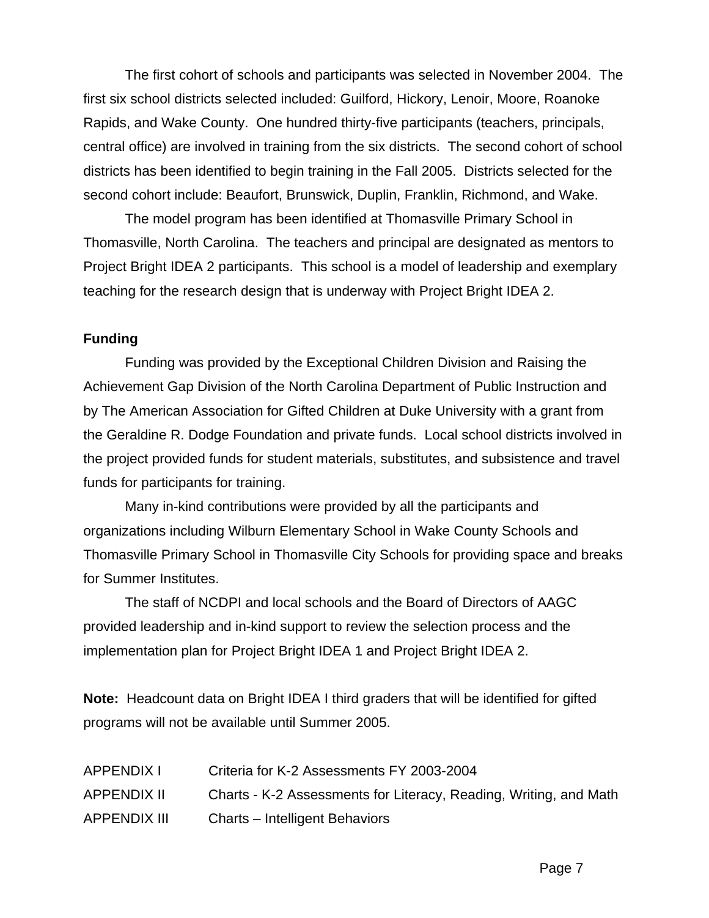The first cohort of schools and participants was selected in November 2004. The first six school districts selected included: Guilford, Hickory, Lenoir, Moore, Roanoke Rapids, and Wake County. One hundred thirty-five participants (teachers, principals, central office) are involved in training from the six districts. The second cohort of school districts has been identified to begin training in the Fall 2005. Districts selected for the second cohort include: Beaufort, Brunswick, Duplin, Franklin, Richmond, and Wake.

The model program has been identified at Thomasville Primary School in Thomasville, North Carolina. The teachers and principal are designated as mentors to Project Bright IDEA 2 participants. This school is a model of leadership and exemplary teaching for the research design that is underway with Project Bright IDEA 2.

**Funding**

Funding was provided by the Exceptional Children Division and Raising the Achievement Gap Division of the North Carolina Department of Public Instruction and by The American Association for Gifted Children at Duke University with a grant from the Geraldine R. Dodge Foundation and private funds. Local school districts involved in the project provided funds for student materials, substitutes, and subsistence and travel funds for participants for training.

Many in-kind contributions were provided by all the participants and organizations including Wilburn Elementary School in Wake County Schools and Thomasville Primary School in Thomasville City Schools for providing space and breaks for Summer Institutes.

The staff of NCDPI and local schools and the Board of Directors of AAGC provided leadership and in-kind support to review the selection process and the implementation plan for Project Bright IDEA 1 and Project Bright IDEA 2.

**Note:** Headcount data on Bright IDEA I third graders that will be identified for gifted programs will not be available until Summer 2005.

APPENDIX I Criteria for K-2 Assessments FY 2003-2004

APPENDIX II Charts - K-2 Assessments for Literacy, Reading, Writing, and Math

APPENDIX III Charts – Intelligent Behaviors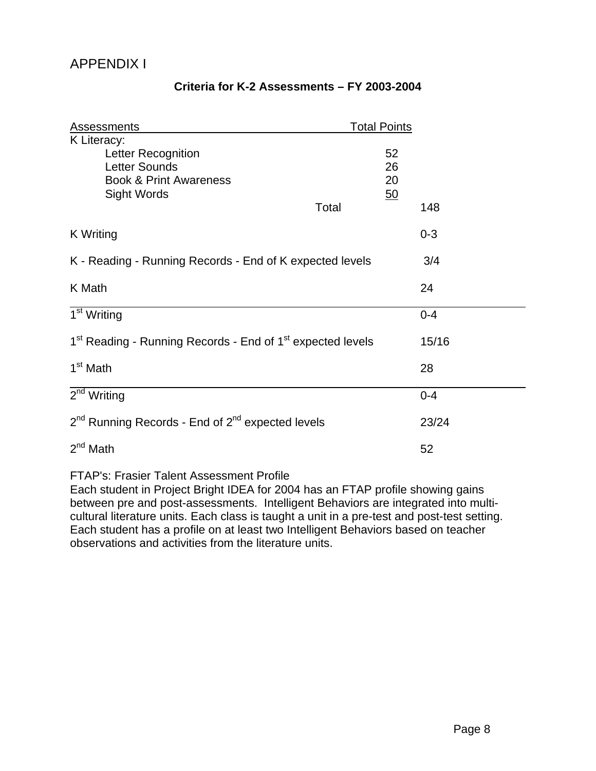# APPENDIX I

**Criteria for K-2 Assessments – FY 2003-2004**

| Assessments | Total Points | |
|---|---|---|
| K Literacy: | | |
| Letter Recognition | 52 | |
| Letter Sounds | 26 | |
| Book & Print Awareness | 20 | |
| Sight Words | 50 | |
| Total | | 148 |
| K Writing | | 0-3 |
| K - Reading - Running Records - End of K expected levels | | 3/4 |
| K Math | | 24 |
| 1st Writing | | 0-4 |
| 1st Reading - Running Records - End of 1st expected levels | | 15/16 |
| 1st Math | | 28 |
| 2nd Writing | | 0-4 |
| 2nd Running Records - End of 2nd expected levels | | 23/24 |
| 2nd Math | | 52 |

FTAP's: Frasier Talent Assessment Profile
Each student in Project Bright IDEA for 2004 has an FTAP profile showing gains between pre and post-assessments. Intelligent Behaviors are integrated into multi-cultural literature units. Each class is taught a unit in a pre-test and post-test setting. Each student has a profile on at least two Intelligent Behaviors based on teacher observations and activities from the literature units.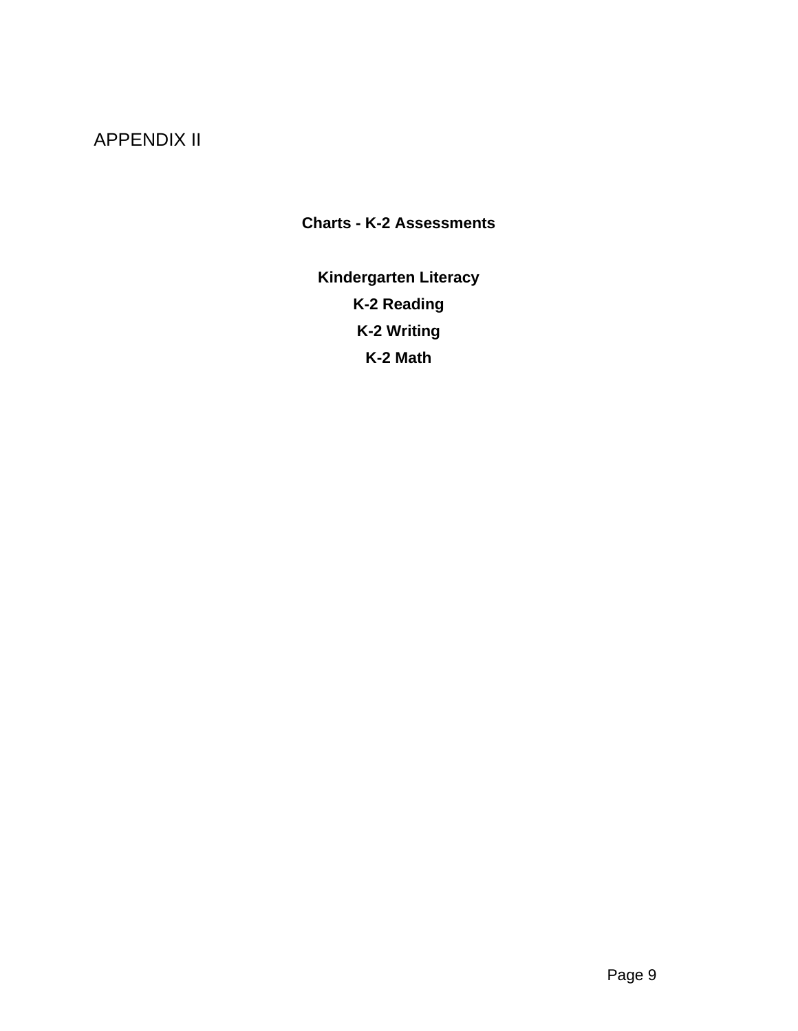# APPENDIX II

**Charts - K-2 Assessments**

**Kindergarten Literacy**

**K-2 Reading**

**K-2 Writing**

**K-2 Math**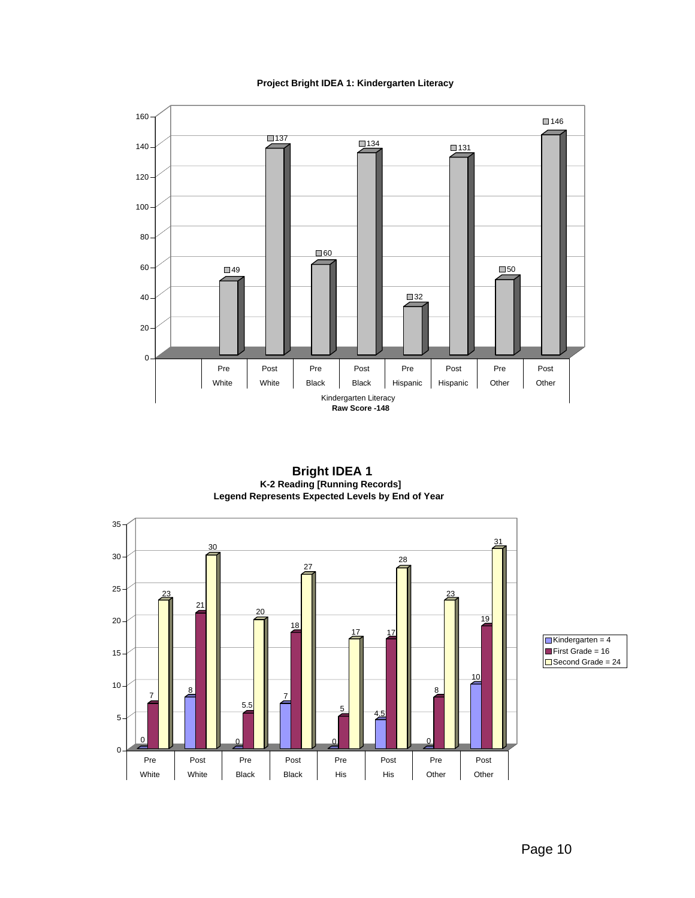**Project Bright IDEA 1: Kindergarten Literacy**

160
140
120
100
80
60
40
20
0

49
137
60
134
32
131
50
146

Pre White
Post White
Pre Black
Post Black
Pre Hispanic
Post Hispanic
Pre Other
Post Other

Kindergarten Literacy

**Raw Score -148**

**Bright IDEA 1**

**K-2 Reading [Running Records]**

**Legend Represents Expected Levels by End of Year**

35
30
25
20
15
10
5
0

0
7
23
8
21
30
0
5.5
20
7
18
27
0
5
17
4.5
17
28
0
8
23
10
19
31

Pre White
Post White
Pre Black
Post Black
Pre His
Post His
Pre Other
Post Other

Kindergarten = 4
First Grade = 16
Second Grade = 24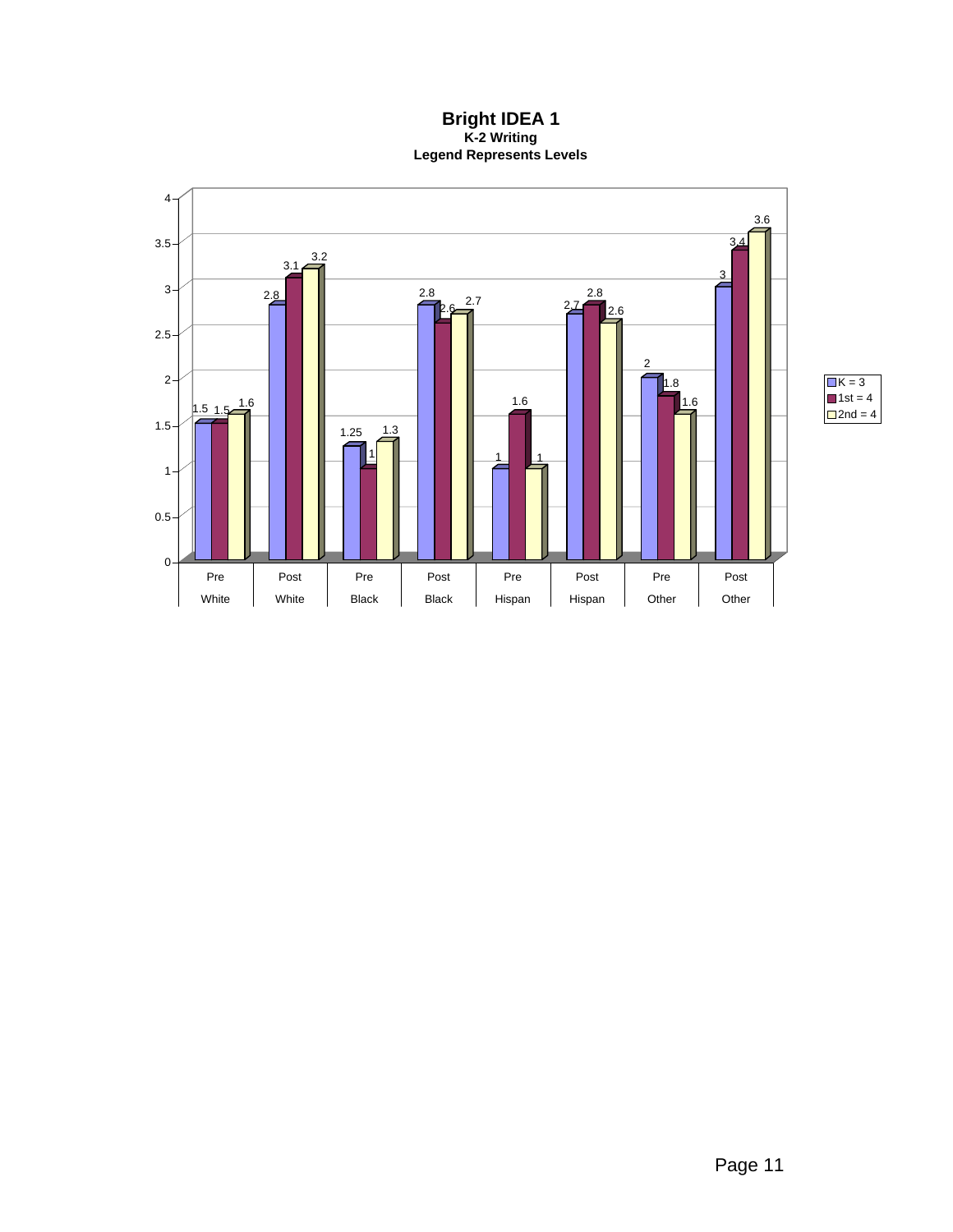**Bright IDEA 1**

**K-2 Writing**

**Legend Represents Levels**

4
3.5
3
2.5
2
1.5
1
0.5
0

1.5 1.5 1.6
2.8 3.1 3.2
1.25 1 1.3
2.8 2.6 2.7
1 1.6 1
2.7 2.8 2.6
2 1.8 1.6
3 3.4 3.6

Pre White
Post White
Pre Black
Post Black
Pre Hispan
Post Hispan
Pre Other
Post Other

K = 3
1st = 4
2nd = 4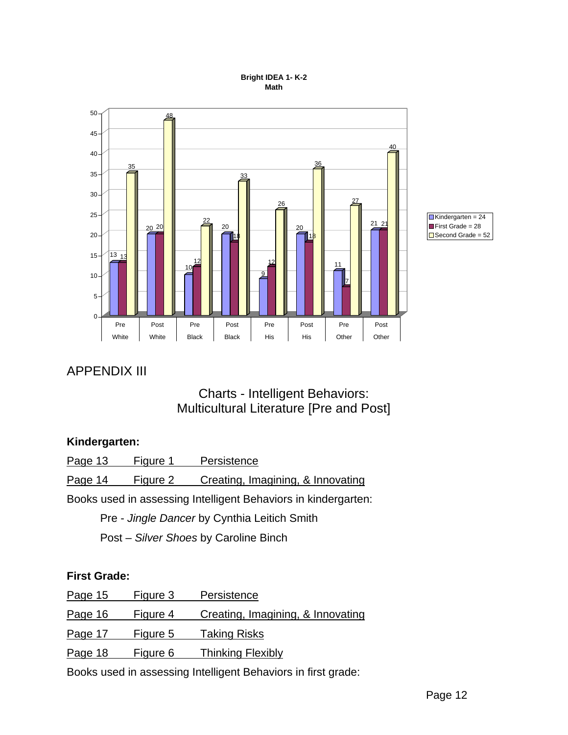**Bright IDEA 1- K-2**
**Math**

| | Pre White | Post White | Pre Black | Post Black | Pre His | Post His | Pre Other | Post Other |
|---|---|---|---|---|---|---|---|---|
| Kindergarten = 24 | 13 | 20 | 10 | 20 | 9 | 20 | 11 | 21 |
| First Grade = 28 | 13 | 20 | 12 | 18 | 12 | 18 | 7 | 21 |
| Second Grade = 52 | 35 | 48 | 22 | 33 | 26 | 36 | 27 | 40 |

# APPENDIX III

## Charts - Intelligent Behaviors: Multicultural Literature [Pre and Post]

**Kindergarten:**

Page 13 Figure 1 Persistence

Page 14 Figure 2 Creating, Imagining, & Innovating

Books used in assessing Intelligent Behaviors in kindergarten:

Pre - *Jingle Dancer* by Cynthia Leitich Smith

Post – *Silver Shoes* by Caroline Binch

**First Grade:**

Page 15 Figure 3 Persistence

Page 16 Figure 4 Creating, Imagining, & Innovating

Page 17 Figure 5 Taking Risks

Page 18 Figure 6 Thinking Flexibly

Books used in assessing Intelligent Behaviors in first grade: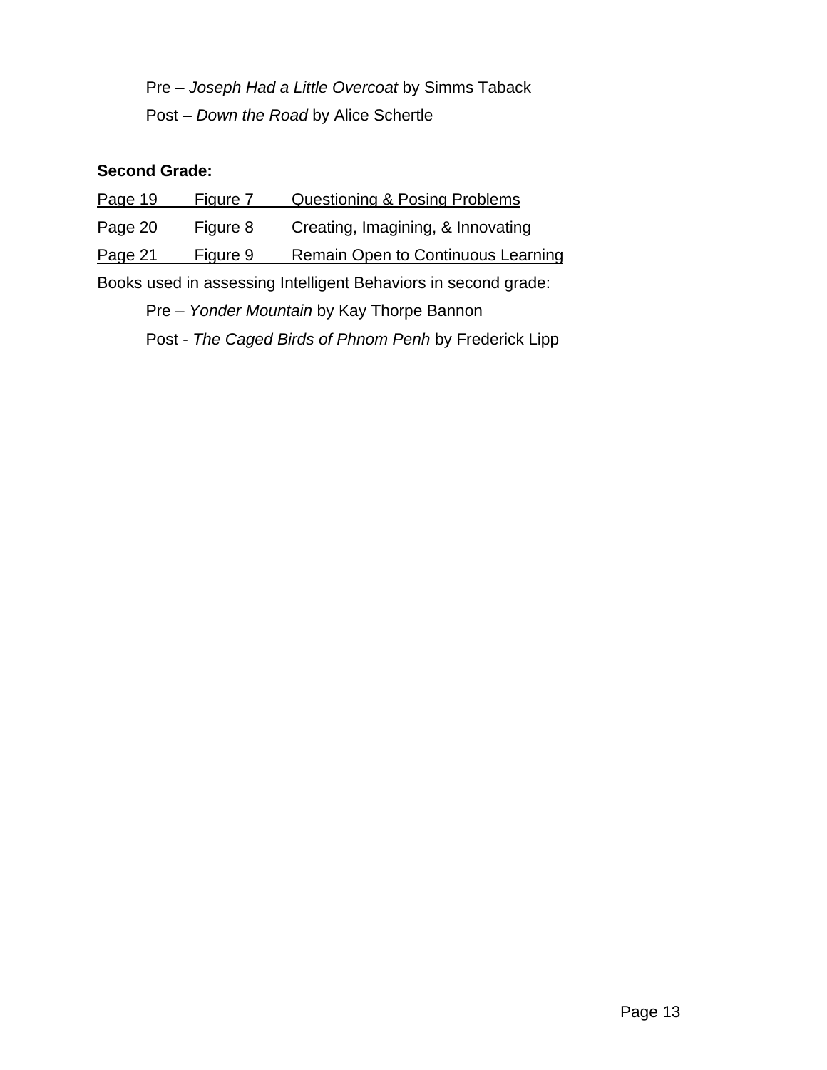Pre – *Joseph Had a Little Overcoat* by Simms Taback

Post – *Down the Road* by Alice Schertle

**Second Grade:**

Page 19 Figure 7 Questioning & Posing Problems

Page 20 Figure 8 Creating, Imagining, & Innovating

Page 21 Figure 9 Remain Open to Continuous Learning

Books used in assessing Intelligent Behaviors in second grade:

Pre – *Yonder Mountain* by Kay Thorpe Bannon

Post - *The Caged Birds of Phnom Penh* by Frederick Lipp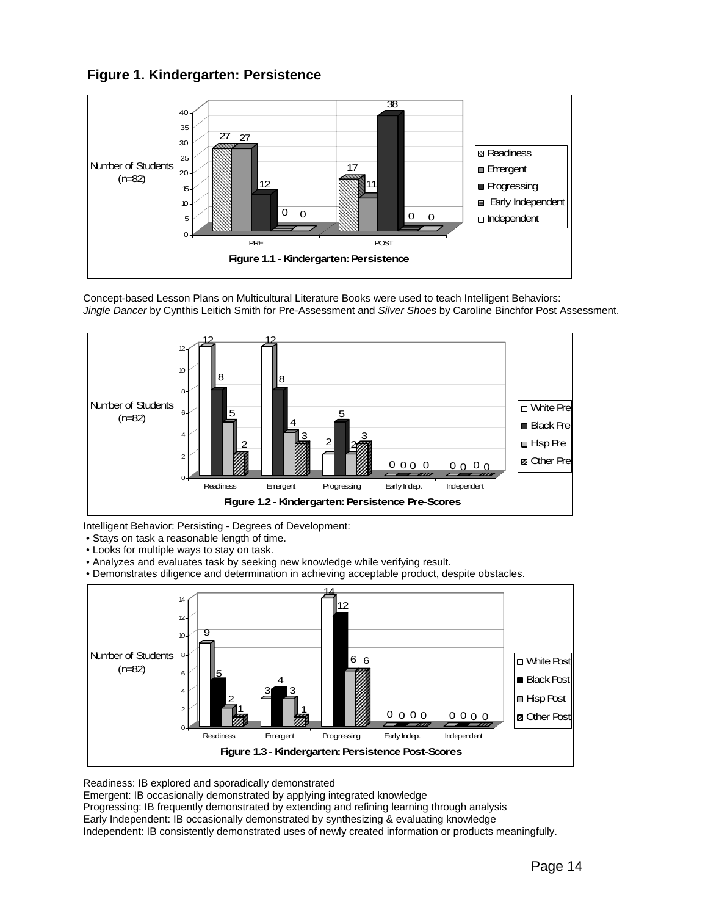## Figure 1. Kindergarten: Persistence

Number of Students (n=82)

40
35
30
25
20
15
10
5
0

27 27 12 0 0

17 11 38 0 0

PRE POST

Readiness
Emergent
Progressing
Early Independent
Independent

**Figure 1.1 - Kindergarten: Persistence**

Concept-based Lesson Plans on Multicultural Literature Books were used to teach Intelligent Behaviors: *Jingle Dancer* by Cynthis Leitich Smith for Pre-Assessment and *Silver Shoes* by Caroline Binchfor Post Assessment.

Number of Students (n=82)

12
10
8
6
4
2
0

12 8 5 2

12 8 4 3

2 5 2 3

0 0 0 0

0 0 0 0

Readiness Emergent Progressing Early Indep. Independent

White Pre
Black Pre
Hisp Pre
Other Pre

**Figure 1.2 - Kindergarten: Persistence Pre-Scores**

Intelligent Behavior: Persisting - Degrees of Development:

- Stays on task a reasonable length of time.
- Looks for multiple ways to stay on task.
- Analyzes and evaluates task by seeking new knowledge while verifying result.
- Demonstrates diligence and determination in achieving acceptable product, despite obstacles.

Number of Students (n=82)

14
12
10
8
6
4
2
0

9 5 2 1

3 4 3 1

14 12 6 6

0 0 0 0

0 0 0 0

Readiness Emergent Progressing Early Indep. Independent

White Post
Black Post
Hisp Post
Other Post

**Figure 1.3 - Kindergarten: Persistence Post-Scores**

Readiness: IB explored and sporadically demonstrated
Emergent: IB occasionally demonstrated by applying integrated knowledge
Progressing: IB frequently demonstrated by extending and refining learning through analysis
Early Independent: IB occasionally demonstrated by synthesizing & evaluating knowledge
Independent: IB consistently demonstrated uses of newly created information or products meaningfully.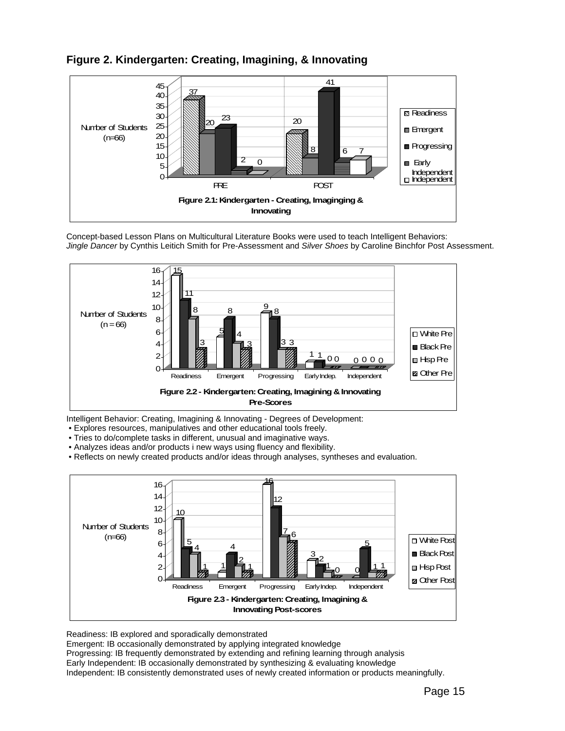## Figure 2. Kindergarten: Creating, Imagining, & Innovating

Number of Students (n=66)

0 5 10 15 20 25 30 35 40 45

37 20 23 2 0

20 8 41 6 7

PRE POST

Readiness
Emergent
Progressing
Early Independent
Independent

**Figure 2.1: Kindergarten - Creating, Imaginging & Innovating**

Concept-based Lesson Plans on Multicultural Literature Books were used to teach Intelligent Behaviors: *Jingle Dancer* by Cynthis Leitich Smith for Pre-Assessment and *Silver Shoes* by Caroline Binchfor Post Assessment.

Number of Students (n = 66)

0 2 4 6 8 10 12 14 16

15 11 8 3
5 8 4 3
9 8 3 3
1 1 0 0
0 0 0 0

Readiness Emergent Progressing Early Indep. Independent

White Pre
Black Pre
Hisp Pre
Other Pre

**Figure 2.2 - Kindergarten: Creating, Imagining & Innovating Pre-Scores**

Intelligent Behavior: Creating, Imagining & Innovating - Degrees of Development:

- Explores resources, manipulatives and other educational tools freely.
- Tries to do/complete tasks in different, unusual and imaginative ways.
- Analyzes ideas and/or products i new ways using fluency and flexibility.
- Reflects on newly created products and/or ideas through analyses, syntheses and evaluation.

Number of Students (n=66)

0 2 4 6 8 10 12 14 16

10 5 4 1
1 4 2 1
16 12 7 6
3 2 1 0
0 5 1 1

Readiness Emergent Progressing Early Indep. Independent

White Post
Black Post
Hisp Post
Other Post

**Figure 2.3 - Kindergarten: Creating, Imagining & Innovating Post-scores**

Readiness: IB explored and sporadically demonstrated
Emergent: IB occasionally demonstrated by applying integrated knowledge
Progressing: IB frequently demonstrated by extending and refining learning through analysis
Early Independent: IB occasionally demonstrated by synthesizing & evaluating knowledge
Independent: IB consistently demonstrated uses of newly created information or products meaningfully.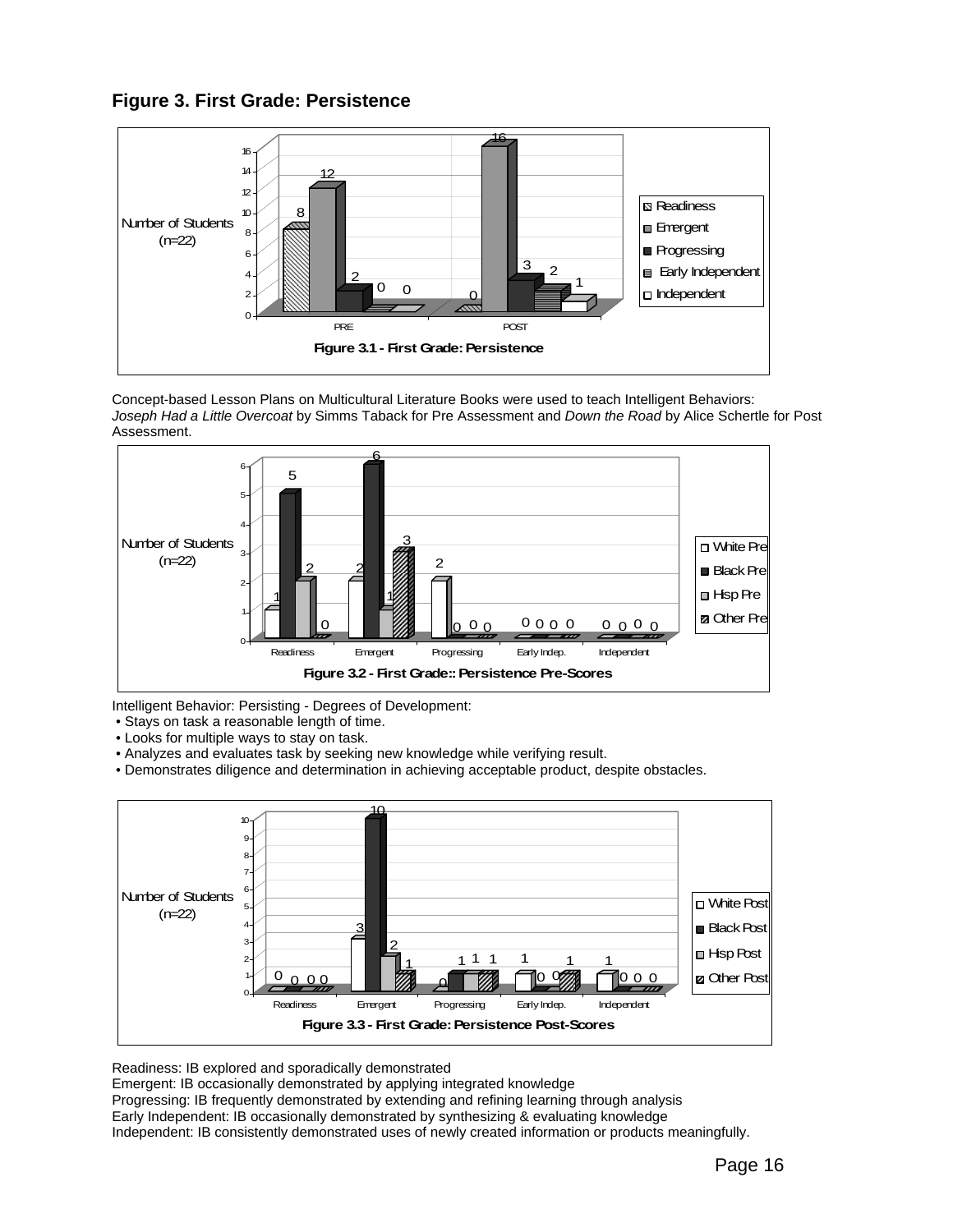## Figure 3. First Grade: Persistence

Number of Students (n=22)

16
14
12
10
8
6
4
2
0

8 12 2 0 0
0 16 3 2 1

PRE
POST

Readiness
Emergent
Progressing
Early Independent
Independent

Figure 3.1 - First Grade: Persistence

Concept-based Lesson Plans on Multicultural Literature Books were used to teach Intelligent Behaviors: *Joseph Had a Little Overcoat* by Simms Taback for Pre Assessment and *Down the Road* by Alice Schertle for Post Assessment.

Number of Students (n=22)

6
5
4
3
2
1
0

1 5 2 0
2 6 1 3
2 0 0 0
0 0 0 0
0 0 0 0

Readiness
Emergent
Progressing
Early Indep.
Independent

White Pre
Black Pre
Hsp Pre
Other Pre

Figure 3.2 - First Grade:: Persistence Pre-Scores

Intelligent Behavior: Persisting - Degrees of Development:

- Stays on task a reasonable length of time.
- Looks for multiple ways to stay on task.
- Analyzes and evaluates task by seeking new knowledge while verifying result.
- Demonstrates diligence and determination in achieving acceptable product, despite obstacles.

Number of Students (n=22)

10
9
8
7
6
5
4
3
2
1
0

0 0 0 0
3 10 2 1
0 1 1 1
1 0 0 1
1 0 0 0

Readiness
Emergent
Progressing
Early Indep.
Independent

White Post
Black Post
Hsp Post
Other Post

Figure 3.3 - First Grade: Persistence Post-Scores

Readiness: IB explored and sporadically demonstrated
Emergent: IB occasionally demonstrated by applying integrated knowledge
Progressing: IB frequently demonstrated by extending and refining learning through analysis
Early Independent: IB occasionally demonstrated by synthesizing & evaluating knowledge
Independent: IB consistently demonstrated uses of newly created information or products meaningfully.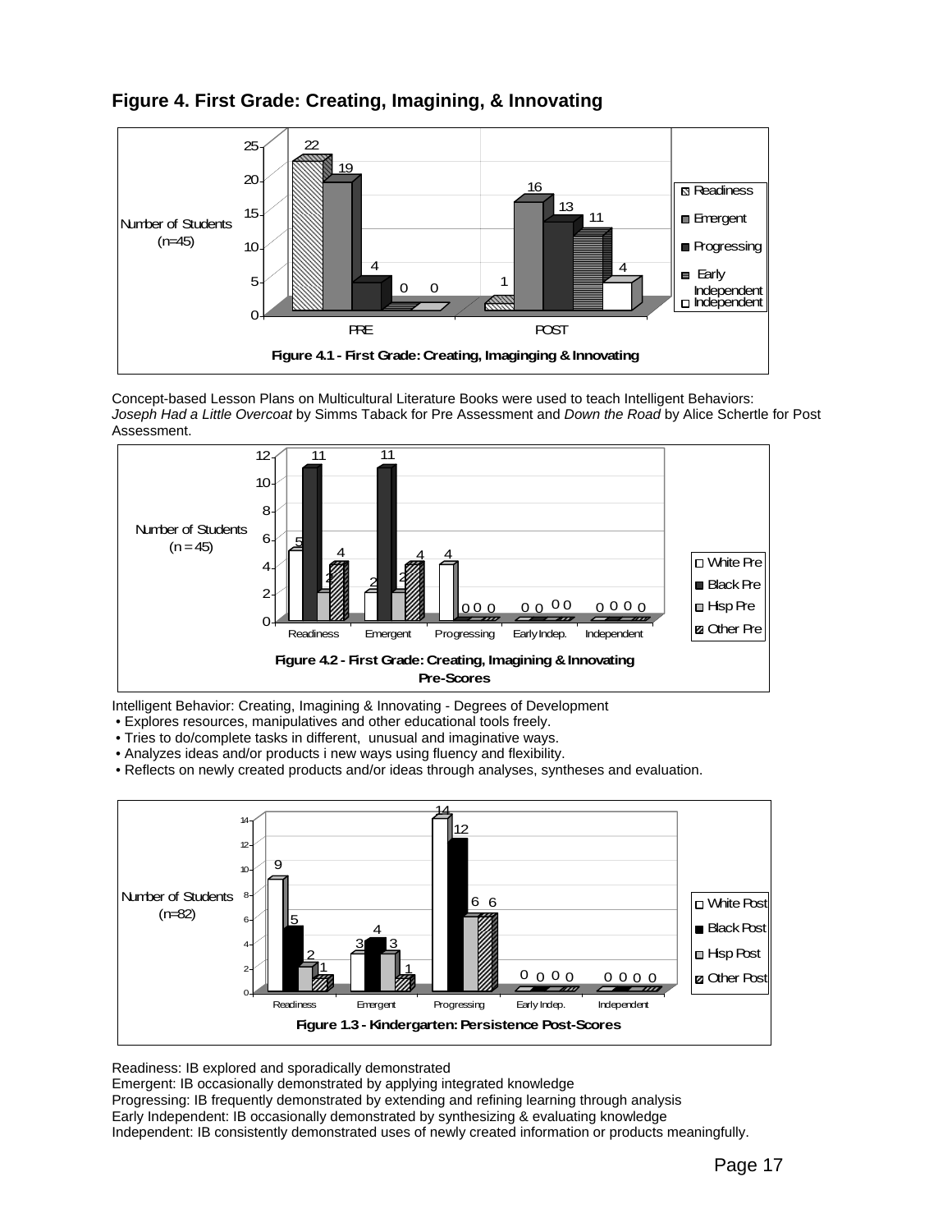## Figure 4. First Grade: Creating, Imagining, & Innovating

25
20
15
10
5
0

Number of Students
(n=45)

22
19
4
0
0
1
16
13
11
4

PRE
POST

Readiness
Emergent
Progressing
Early Independent
Independent

Figure 4.1 - First Grade: Creating, Imaginging & Innovating

Concept-based Lesson Plans on Multicultural Literature Books were used to teach Intelligent Behaviors: *Joseph Had a Little Overcoat* by Simms Taback for Pre Assessment and *Down the Road* by Alice Schertle for Post Assessment.

12
10
8
6
4
2
0

Number of Students
(n = 45)

5 11 2 4
2 11 2 4
4 0 0 0
0 0 0 0
0 0 0 0

Readiness
Emergent
Progressing
Early Indep.
Independent

White Pre
Black Pre
Hisp Pre
Other Pre

Figure 4.2 - First Grade: Creating, Imagining & Innovating Pre-Scores

Intelligent Behavior: Creating, Imagining & Innovating - Degrees of Development

- Explores resources, manipulatives and other educational tools freely.
- Tries to do/complete tasks in different, unusual and imaginative ways.
- Analyzes ideas and/or products i new ways using fluency and flexibility.
- Reflects on newly created products and/or ideas through analyses, syntheses and evaluation.

14
12
10
8
6
4
2
0

Number of Students
(n=82)

9 5 2 1
3 4 3 1
14 12 6 6
0 0 0 0
0 0 0 0

Readiness
Emergent
Progressing
Early Indep.
Independent

White Post
Black Post
Hisp Post
Other Post

Figure 1.3 - Kindergarten: Persistence Post-Scores

Readiness: IB explored and sporadically demonstrated
Emergent: IB occasionally demonstrated by applying integrated knowledge
Progressing: IB frequently demonstrated by extending and refining learning through analysis
Early Independent: IB occasionally demonstrated by synthesizing & evaluating knowledge
Independent: IB consistently demonstrated uses of newly created information or products meaningfully.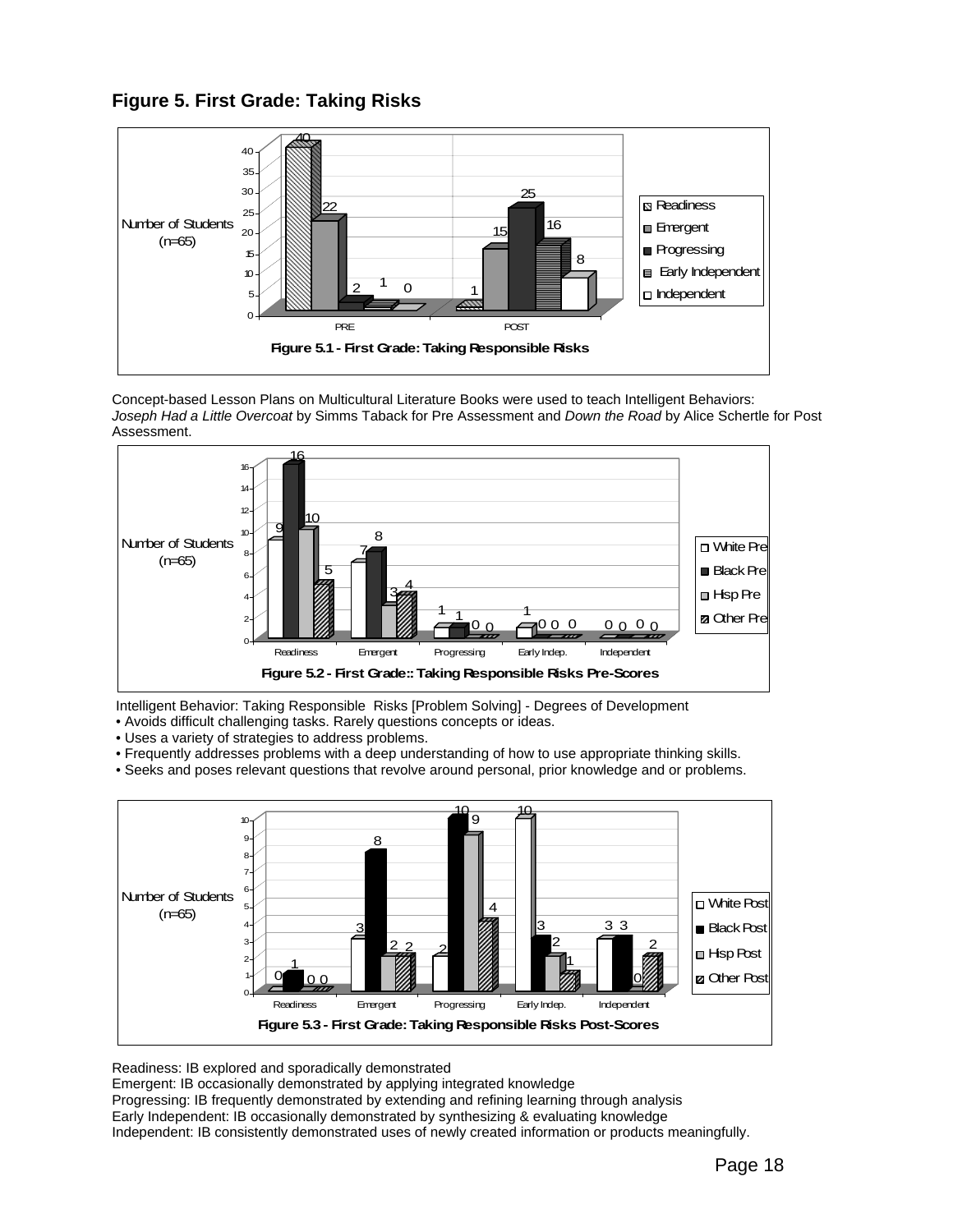## Figure 5. First Grade: Taking Risks

Number of Students (n=65)

40 22 2 1 0 1 15 25 16 8

PRE POST

Readiness
Emergent
Progressing
Early Independent
Independent

**Figure 5.1 - First Grade: Taking Responsible Risks**

Concept-based Lesson Plans on Multicultural Literature Books were used to teach Intelligent Behaviors: *Joseph Had a Little Overcoat* by Simms Taback for Pre Assessment and *Down the Road* by Alice Schertle for Post Assessment.

Number of Students (n=65)

9 16 10 5 7 8 3 4 1 1 0 0 1 0 0 0 0 0 0 0

Readiness Emergent Progressing Early Indep. Independent

White Pre
Black Pre
Hisp Pre
Other Pre

**Figure 5.2 - First Grade:: Taking Responsible Risks Pre-Scores**

Intelligent Behavior: Taking Responsible Risks [Problem Solving] - Degrees of Development

- Avoids difficult challenging tasks. Rarely questions concepts or ideas.
- Uses a variety of strategies to address problems.
- Frequently addresses problems with a deep understanding of how to use appropriate thinking skills.
- Seeks and poses relevant questions that revolve around personal, prior knowledge and or problems.

Number of Students (n=65)

0 1 0 0 3 8 2 2 2 10 9 4 10 3 2 1 3 3 0 2

Readiness Emergent Progressing Early Indep. Independent

White Post
Black Post
Hisp Post
Other Post

**Figure 5.3 - First Grade: Taking Responsible Risks Post-Scores**

Readiness: IB explored and sporadically demonstrated
Emergent: IB occasionally demonstrated by applying integrated knowledge
Progressing: IB frequently demonstrated by extending and refining learning through analysis
Early Independent: IB occasionally demonstrated by synthesizing & evaluating knowledge
Independent: IB consistently demonstrated uses of newly created information or products meaningfully.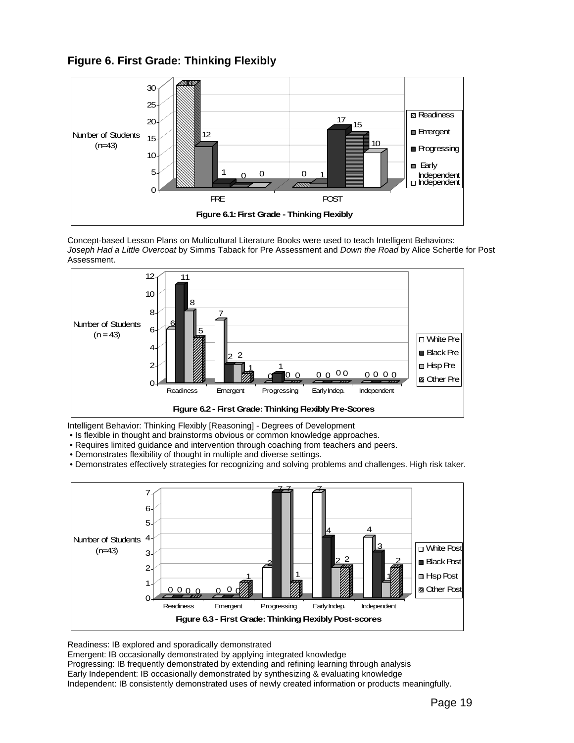## Figure 6. First Grade: Thinking Flexibly

| | Readiness | Emergent | Progressing | Early Independent | Independent |
|---|---|---|---|---|---|
| PRE | 30 | 12 | 1 | 0 | 0 |
| POST | 0 | 1 | 17 | 15 | 10 |

Number of Students (n=43)

**Figure 6.1: First Grade - Thinking Flexibly**

Concept-based Lesson Plans on Multicultural Literature Books were used to teach Intelligent Behaviors: *Joseph Had a Little Overcoat* by Simms Taback for Pre Assessment and *Down the Road* by Alice Schertle for Post Assessment.

| | Readiness | Emergent | Progressing | Early Indep. | Independent |
|---|---|---|---|---|---|
| White Pre | 6 | 7 | 0 | 0 | 0 |
| Black Pre | 11 | 2 | 1 | 0 | 0 |
| Hisp Pre | 8 | 2 | 0 | 0 | 0 |
| Other Pre | 5 | 1 | 0 | 0 | 0 |

Number of Students (n = 43)

**Figure 6.2 - First Grade: Thinking Flexibly Pre-Scores**

Intelligent Behavior: Thinking Flexibly [Reasoning] - Degrees of Development

- Is flexible in thought and brainstorms obvious or common knowledge approaches.
- Requires limited guidance and intervention through coaching from teachers and peers.
- Demonstrates flexibility of thought in multiple and diverse settings.
- Demonstrates effectively strategies for recognizing and solving problems and challenges. High risk taker.

| | Readiness | Emergent | Progressing | Early Indep. | Independent |
|---|---|---|---|---|---|
| White Post | 0 | 0 | 2 | 7 | 4 |
| Black Post | 0 | 0 | 7 | 4 | 3 |
| Hisp Post | 0 | 0 | 7 | 2 | 1 |
| Other Post | 0 | 1 | 1 | 2 | 2 |

Number of Students (n=43)

**Figure 6.3 - First Grade: Thinking Flexibly Post-scores**

Readiness: IB explored and sporadically demonstrated
Emergent: IB occasionally demonstrated by applying integrated knowledge
Progressing: IB frequently demonstrated by extending and refining learning through analysis
Early Independent: IB occasionally demonstrated by synthesizing & evaluating knowledge
Independent: IB consistently demonstrated uses of newly created information or products meaningfully.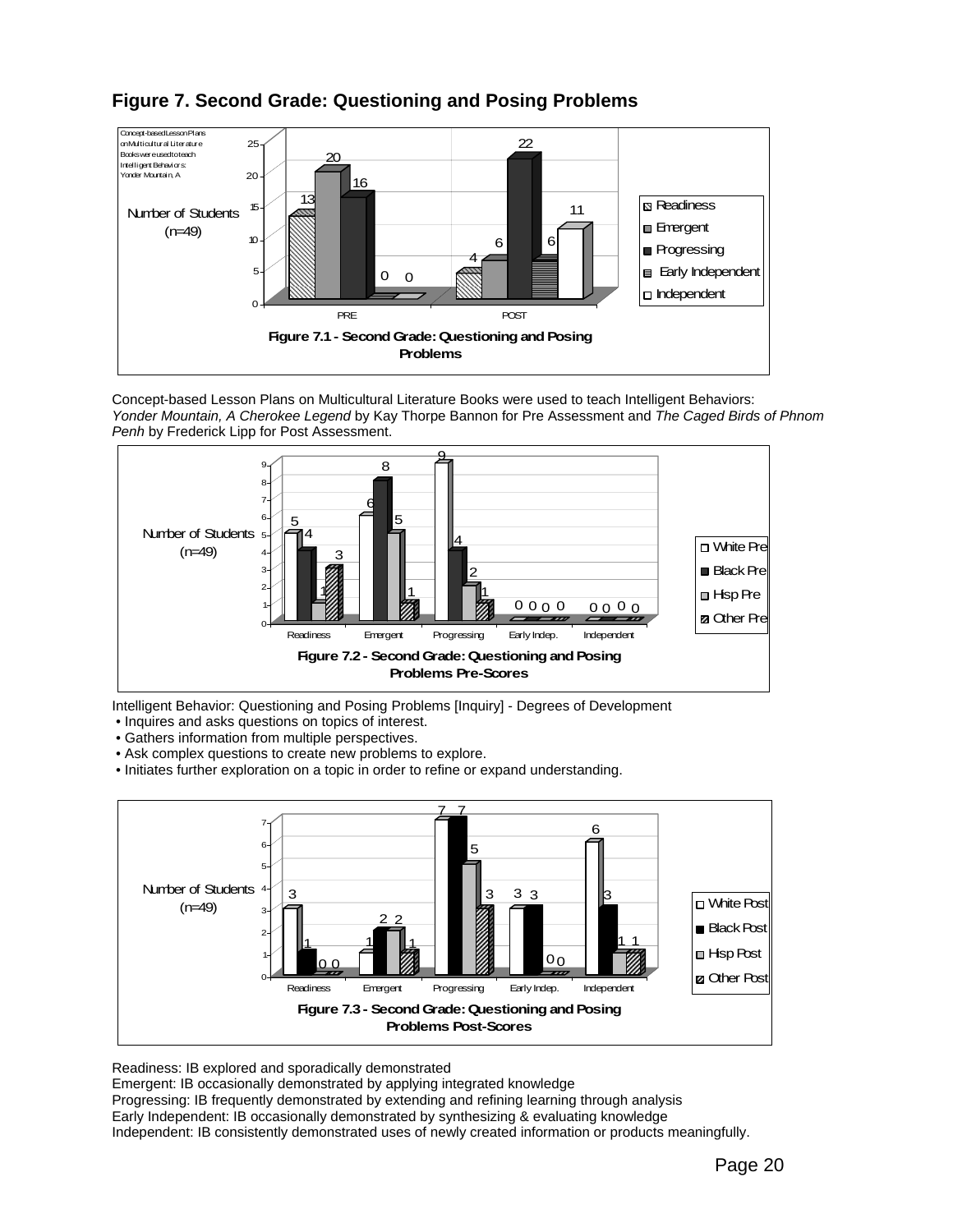## Figure 7. Second Grade: Questioning and Posing Problems

Concept-based Lesson Plans on Multicultural Literature Books were used to teach Intelligent Behaviors: Yonder Mountain, A

Number of Students (n=49)

0 5 10 15 20 25

13 20 16 0 0

4 6 22 6 11

PRE POST

Readiness
Emergent
Progressing
Early Independent
Independent

**Figure 7.1 - Second Grade: Questioning and Posing Problems**

Concept-based Lesson Plans on Multicultural Literature Books were used to teach Intelligent Behaviors: *Yonder Mountain, A Cherokee Legend* by Kay Thorpe Bannon for Pre Assessment and *The Caged Birds of Phnom Penh* by Frederick Lipp for Post Assessment.

Number of Students (n=49)

0 1 2 3 4 5 6 7 8 9

5 4 1 3
6 8 5 1
9 4 2 1
0 0 0 0
0 0 0 0

Readiness Emergent Progressing Early Indep. Independent

White Pre
Black Pre
Hsp Pre
Other Pre

**Figure 7.2 - Second Grade: Questioning and Posing Problems Pre-Scores**

Intelligent Behavior: Questioning and Posing Problems [Inquiry] - Degrees of Development

- Inquires and asks questions on topics of interest.
- Gathers information from multiple perspectives.
- Ask complex questions to create new problems to explore.
- Initiates further exploration on a topic in order to refine or expand understanding.

Number of Students (n=49)

0 1 2 3 4 5 6 7

3 1 0 0
1 2 2 1
7 7 5 3
3 3 0 0
6 3 1 1

Readiness Emergent Progressing Early Indep. Independent

White Post
Black Post
Hsp Post
Other Post

**Figure 7.3 - Second Grade: Questioning and Posing Problems Post-Scores**

Readiness: IB explored and sporadically demonstrated
Emergent: IB occasionally demonstrated by applying integrated knowledge
Progressing: IB frequently demonstrated by extending and refining learning through analysis
Early Independent: IB occasionally demonstrated by synthesizing & evaluating knowledge
Independent: IB consistently demonstrated uses of newly created information or products meaningfully.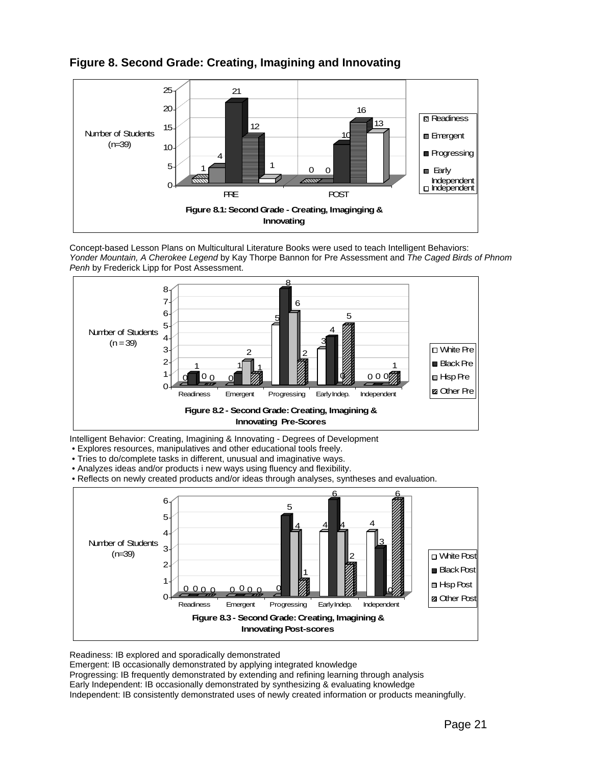## Figure 8. Second Grade: Creating, Imagining and Innovating

25
20
15
10
5
0

Number of Students (n=39)

1
4
21
12
1
0
0
10
16
13

PRE
POST

Readiness
Emergent
Progressing
Early Independent
Independent

**Figure 8.1: Second Grade - Creating, Imaginging & Innovating**

Concept-based Lesson Plans on Multicultural Literature Books were used to teach Intelligent Behaviors: *Yonder Mountain, A Cherokee Legend* by Kay Thorpe Bannon for Pre Assessment and *The Caged Birds of Phnom Penh* by Frederick Lipp for Post Assessment.

8
7
6
5
4
3
2
1
0

Number of Students (n = 39)

0 1 0 0
0 1 2 1
5 8 6 2
3 4 0 5
0 0 0 1

Readiness
Emergent
Progressing
Early Indep.
Independent

White Pre
Black Pre
Hisp Pre
Other Pre

**Figure 8.2 - Second Grade: Creating, Imagining & Innovating Pre-Scores**

Intelligent Behavior: Creating, Imagining & Innovating - Degrees of Development

- Explores resources, manipulatives and other educational tools freely.
- Tries to do/complete tasks in different, unusual and imaginative ways.
- Analyzes ideas and/or products i new ways using fluency and flexibility.
- Reflects on newly created products and/or ideas through analyses, syntheses and evaluation.

6
5
4
3
2
1
0

Number of Students (n=39)

0 0 0 0
0 0 0 0
0 5 4 1
4 6 4 2
4 3 0 6

Readiness
Emergent
Progressing
Early Indep.
Independent

White Post
Black Post
Hisp Post
Other Post

**Figure 8.3 - Second Grade: Creating, Imagining & Innovating Post-scores**

Readiness: IB explored and sporadically demonstrated
Emergent: IB occasionally demonstrated by applying integrated knowledge
Progressing: IB frequently demonstrated by extending and refining learning through analysis
Early Independent: IB occasionally demonstrated by synthesizing & evaluating knowledge
Independent: IB consistently demonstrated uses of newly created information or products meaningfully.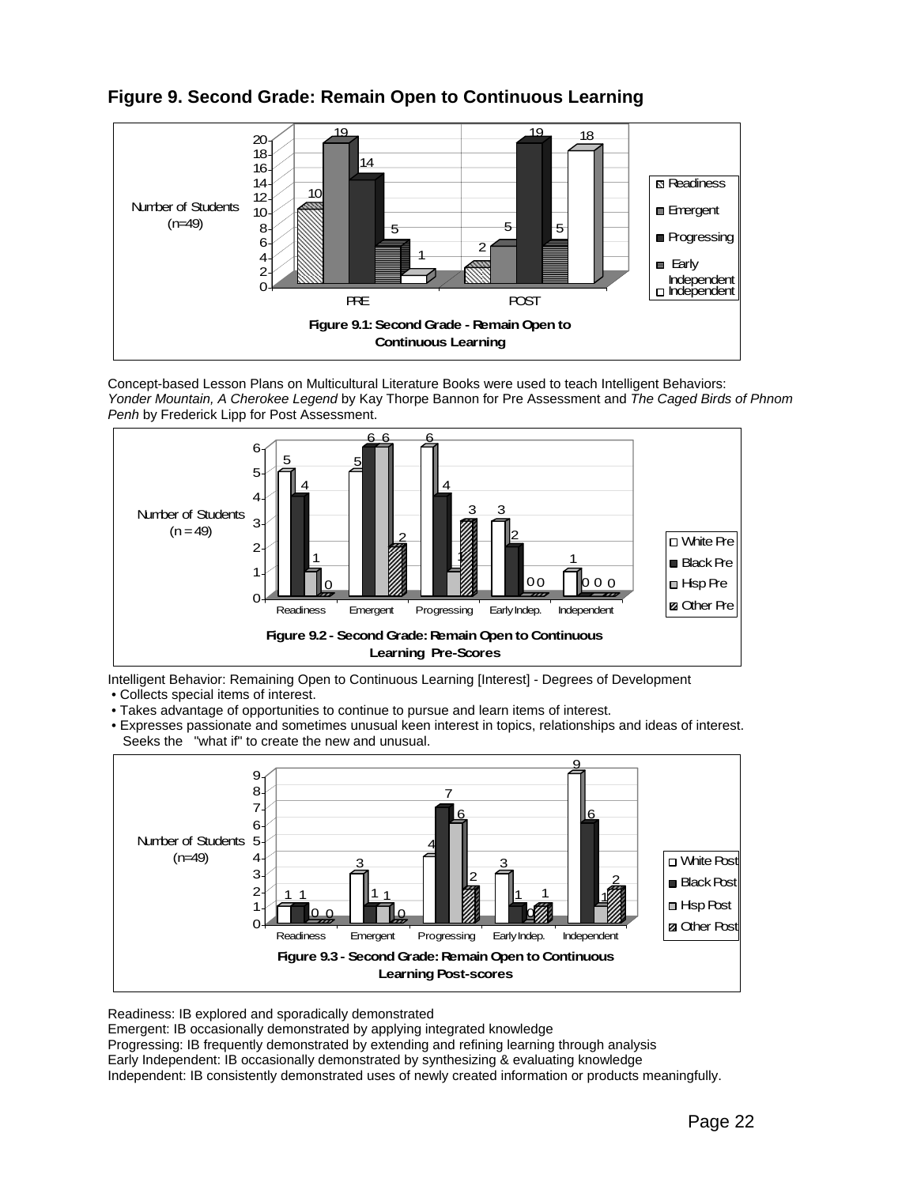## Figure 9. Second Grade: Remain Open to Continuous Learning

Number of Students (n=49)

0 2 4 6 8 10 12 14 16 18 20

PRE: 10 19 14 5 1

POST: 2 5 19 5 18

Readiness
Emergent
Progressing
Early Independent
Independent

**Figure 9.1: Second Grade - Remain Open to Continuous Learning**

Concept-based Lesson Plans on Multicultural Literature Books were used to teach Intelligent Behaviors: *Yonder Mountain, A Cherokee Legend* by Kay Thorpe Bannon for Pre Assessment and *The Caged Birds of Phnom Penh* by Frederick Lipp for Post Assessment.

Number of Students (n = 49)

0 1 2 3 4 5 6

Readiness: 5 4 1 0

Emergent: 5 6 6 2

Progressing: 6 4 1 3

Early Indep.: 3 2 0 0

Independent: 1 0 0 0

White Pre
Black Pre
Hisp Pre
Other Pre

**Figure 9.2 - Second Grade: Remain Open to Continuous Learning Pre-Scores**

Intelligent Behavior: Remaining Open to Continuous Learning [Interest] - Degrees of Development

- Collects special items of interest.
- Takes advantage of opportunities to continue to pursue and learn items of interest.
- Expresses passionate and sometimes unusual keen interest in topics, relationships and ideas of interest. Seeks the "what if" to create the new and unusual.

Number of Students (n=49)

0 1 2 3 4 5 6 7 8 9

Readiness: 1 1 0 0

Emergent: 3 1 1 0

Progressing: 4 7 6 2

Early Indep.: 3 1 0 1

Independent: 9 6 1 2

White Post
Black Post
Hisp Post
Other Post

**Figure 9.3 - Second Grade: Remain Open to Continuous Learning Post-scores**

Readiness: IB explored and sporadically demonstrated
Emergent: IB occasionally demonstrated by applying integrated knowledge
Progressing: IB frequently demonstrated by extending and refining learning through analysis
Early Independent: IB occasionally demonstrated by synthesizing & evaluating knowledge
Independent: IB consistently demonstrated uses of newly created information or products meaningfully.